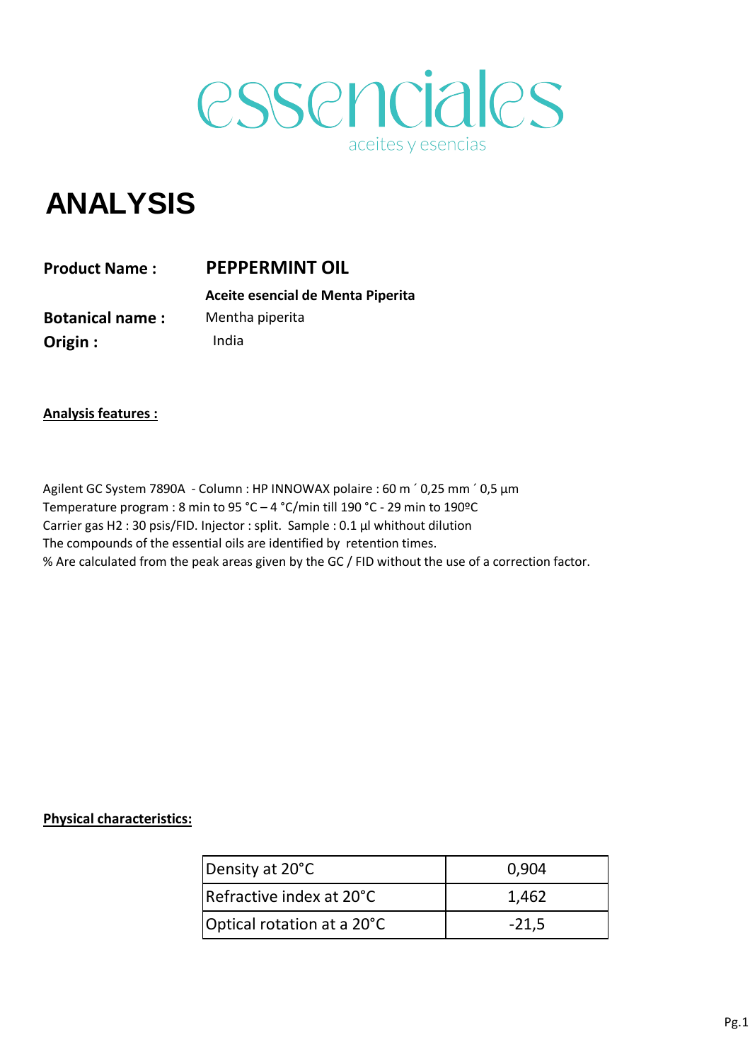essenciales

aceites y esencias

# ANALYSIS

**Product Name :** **PEPPERMINT OIL**

**Aceite esencial de Menta Piperita**

**Botanical name :** Mentha piperita

**Origin :** India

**Analysis features :**

Agilent GC System 7890A - Column : HP INNOWAX polaire : 60 m ´ 0,25 mm ´ 0,5 µm
Temperature program : 8 min to 95 °C – 4 °C/min till 190 °C - 29 min to 190ºC
Carrier gas H2 : 30 psis/FID. Injector : split. Sample : 0.1 µl whithout dilution
The compounds of the essential oils are identified by retention times.
% Are calculated from the peak areas given by the GC / FID without the use of a correction factor.

**Physical characteristics:**

| | |
|---|---|
| Density at 20°C | 0,904 |
| Refractive index at 20°C | 1,462 |
| Optical rotation at a 20°C | -21,5 |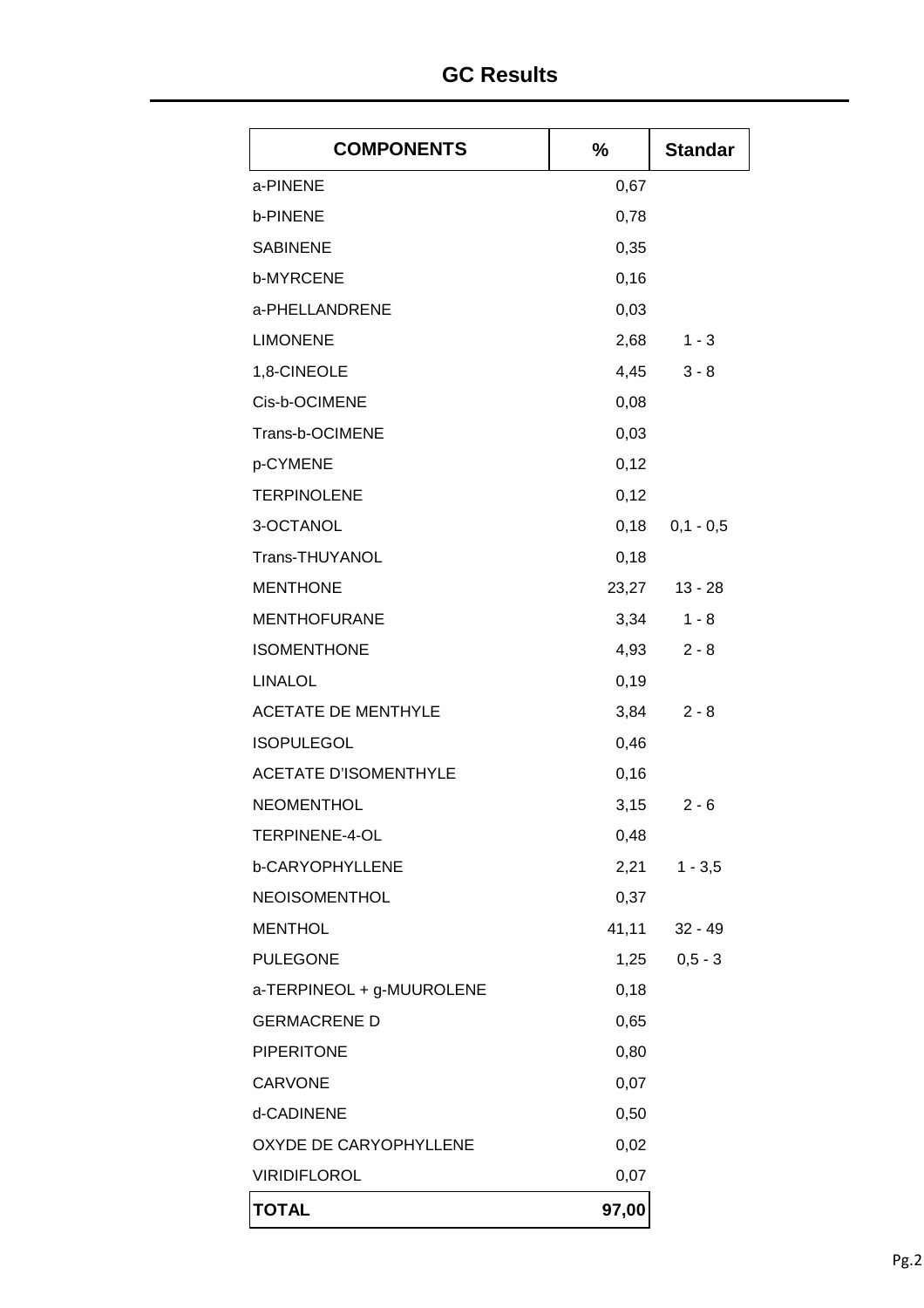## GC Results

| COMPONENTS | % | Standar |
|---|---|---|
| a-PINENE | 0,67 | |
| b-PINENE | 0,78 | |
| SABINENE | 0,35 | |
| b-MYRCENE | 0,16 | |
| a-PHELLANDRENE | 0,03 | |
| LIMONENE | 2,68 | 1 - 3 |
| 1,8-CINEOLE | 4,45 | 3 - 8 |
| Cis-b-OCIMENE | 0,08 | |
| Trans-b-OCIMENE | 0,03 | |
| p-CYMENE | 0,12 | |
| TERPINOLENE | 0,12 | |
| 3-OCTANOL | 0,18 | 0,1 - 0,5 |
| Trans-THUYANOL | 0,18 | |
| MENTHONE | 23,27 | 13 - 28 |
| MENTHOFURANE | 3,34 | 1 - 8 |
| ISOMENTHONE | 4,93 | 2 - 8 |
| LINALOL | 0,19 | |
| ACETATE DE MENTHYLE | 3,84 | 2 - 8 |
| ISOPULEGOL | 0,46 | |
| ACETATE D'ISOMENTHYLE | 0,16 | |
| NEOMENTHOL | 3,15 | 2 - 6 |
| TERPINENE-4-OL | 0,48 | |
| b-CARYOPHYLLENE | 2,21 | 1 - 3,5 |
| NEOISOMENTHOL | 0,37 | |
| MENTHOL | 41,11 | 32 - 49 |
| PULEGONE | 1,25 | 0,5 - 3 |
| a-TERPINEOL + g-MUUROLENE | 0,18 | |
| GERMACRENE D | 0,65 | |
| PIPERITONE | 0,80 | |
| CARVONE | 0,07 | |
| d-CADINENE | 0,50 | |
| OXYDE DE CARYOPHYLLENE | 0,02 | |
| VIRIDIFLOROL | 0,07 | |
| **TOTAL** | **97,00** | |